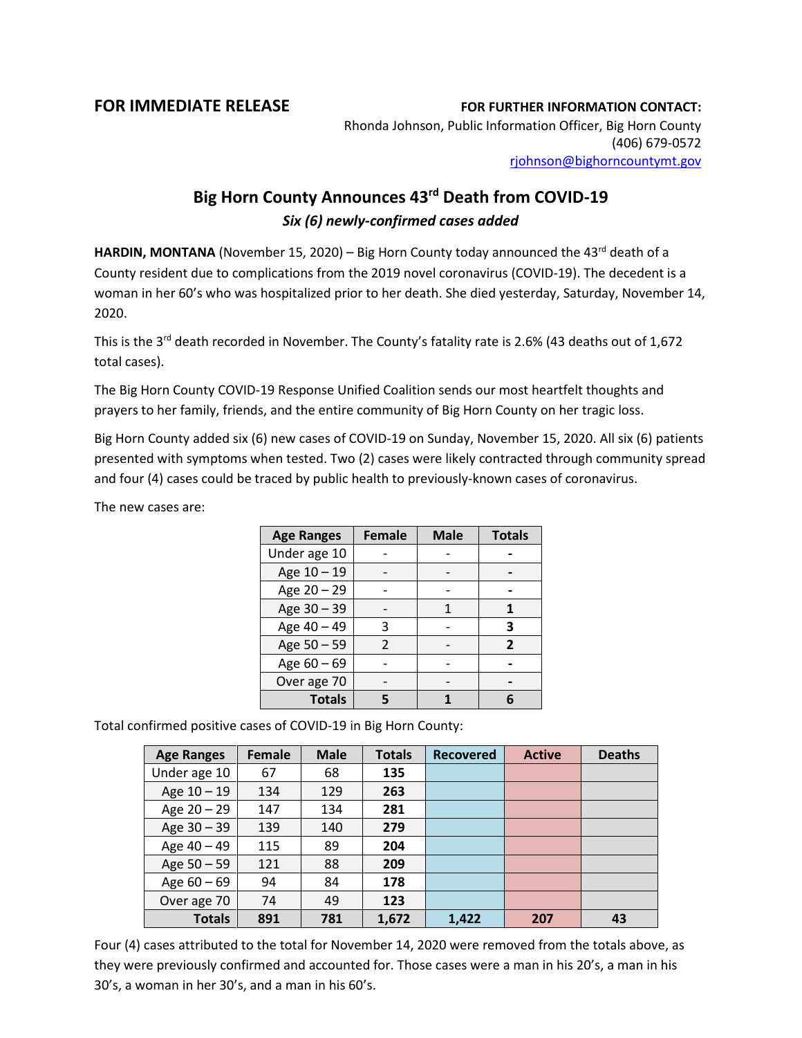**FOR IMMEDIATE RELEASE**

**FOR FURTHER INFORMATION CONTACT:**
Rhonda Johnson, Public Information Officer, Big Horn County
(406) 679-0572
rjohnson@bighorncountymt.gov

# Big Horn County Announces 43rd Death from COVID-19

***Six (6) newly-confirmed cases added***

**HARDIN, MONTANA** (November 15, 2020) – Big Horn County today announced the 43rd death of a County resident due to complications from the 2019 novel coronavirus (COVID-19). The decedent is a woman in her 60's who was hospitalized prior to her death. She died yesterday, Saturday, November 14, 2020.

This is the 3rd death recorded in November. The County's fatality rate is 2.6% (43 deaths out of 1,672 total cases).

The Big Horn County COVID-19 Response Unified Coalition sends our most heartfelt thoughts and prayers to her family, friends, and the entire community of Big Horn County on her tragic loss.

Big Horn County added six (6) new cases of COVID-19 on Sunday, November 15, 2020. All six (6) patients presented with symptoms when tested. Two (2) cases were likely contracted through community spread and four (4) cases could be traced by public health to previously-known cases of coronavirus.

The new cases are:

| Age Ranges | Female | Male | Totals |
|---|---|---|---|
| Under age 10 | - | - | **-** |
| Age 10 – 19 | - | - | **-** |
| Age 20 – 29 | - | - | **-** |
| Age 30 – 39 | - | 1 | **1** |
| Age 40 – 49 | 3 | - | **3** |
| Age 50 – 59 | 2 | - | **2** |
| Age 60 – 69 | - | - | **-** |
| Over age 70 | - | - | **-** |
| **Totals** | **5** | **1** | **6** |

Total confirmed positive cases of COVID-19 in Big Horn County:

| Age Ranges | Female | Male | Totals | Recovered | Active | Deaths |
|---|---|---|---|---|---|---|
| Under age 10 | 67 | 68 | **135** | | | |
| Age 10 – 19 | 134 | 129 | **263** | | | |
| Age 20 – 29 | 147 | 134 | **281** | | | |
| Age 30 – 39 | 139 | 140 | **279** | | | |
| Age 40 – 49 | 115 | 89 | **204** | | | |
| Age 50 – 59 | 121 | 88 | **209** | | | |
| Age 60 – 69 | 94 | 84 | **178** | | | |
| Over age 70 | 74 | 49 | **123** | | | |
| **Totals** | **891** | **781** | **1,672** | **1,422** | **207** | **43** |

Four (4) cases attributed to the total for November 14, 2020 were removed from the totals above, as they were previously confirmed and accounted for. Those cases were a man in his 20's, a man in his 30's, a woman in her 30's, and a man in his 60's.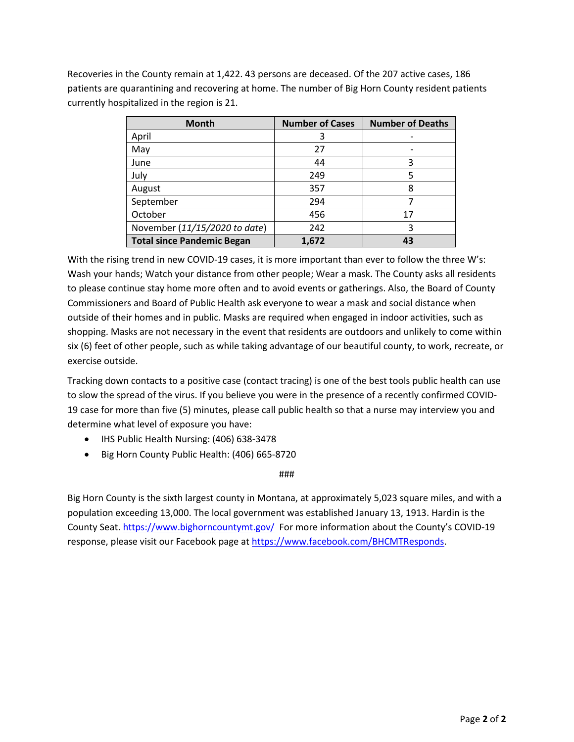Recoveries in the County remain at 1,422. 43 persons are deceased. Of the 207 active cases, 186 patients are quarantining and recovering at home. The number of Big Horn County resident patients currently hospitalized in the region is 21.

| Month | Number of Cases | Number of Deaths |
|---|---|---|
| April | 3 | - |
| May | 27 | - |
| June | 44 | 3 |
| July | 249 | 5 |
| August | 357 | 8 |
| September | 294 | 7 |
| October | 456 | 17 |
| November (*11/15/2020 to date*) | 242 | 3 |
| **Total since Pandemic Began** | **1,672** | **43** |

With the rising trend in new COVID-19 cases, it is more important than ever to follow the three W's: Wash your hands; Watch your distance from other people; Wear a mask. The County asks all residents to please continue stay home more often and to avoid events or gatherings. Also, the Board of County Commissioners and Board of Public Health ask everyone to wear a mask and social distance when outside of their homes and in public. Masks are required when engaged in indoor activities, such as shopping. Masks are not necessary in the event that residents are outdoors and unlikely to come within six (6) feet of other people, such as while taking advantage of our beautiful county, to work, recreate, or exercise outside.

Tracking down contacts to a positive case (contact tracing) is one of the best tools public health can use to slow the spread of the virus. If you believe you were in the presence of a recently confirmed COVID-19 case for more than five (5) minutes, please call public health so that a nurse may interview you and determine what level of exposure you have:

- IHS Public Health Nursing: (406) 638-3478
- Big Horn County Public Health: (406) 665-8720

###

Big Horn County is the sixth largest county in Montana, at approximately 5,023 square miles, and with a population exceeding 13,000. The local government was established January 13, 1913. Hardin is the County Seat. https://www.bighorncountymt.gov/ For more information about the County's COVID-19 response, please visit our Facebook page at https://www.facebook.com/BHCMTResponds.